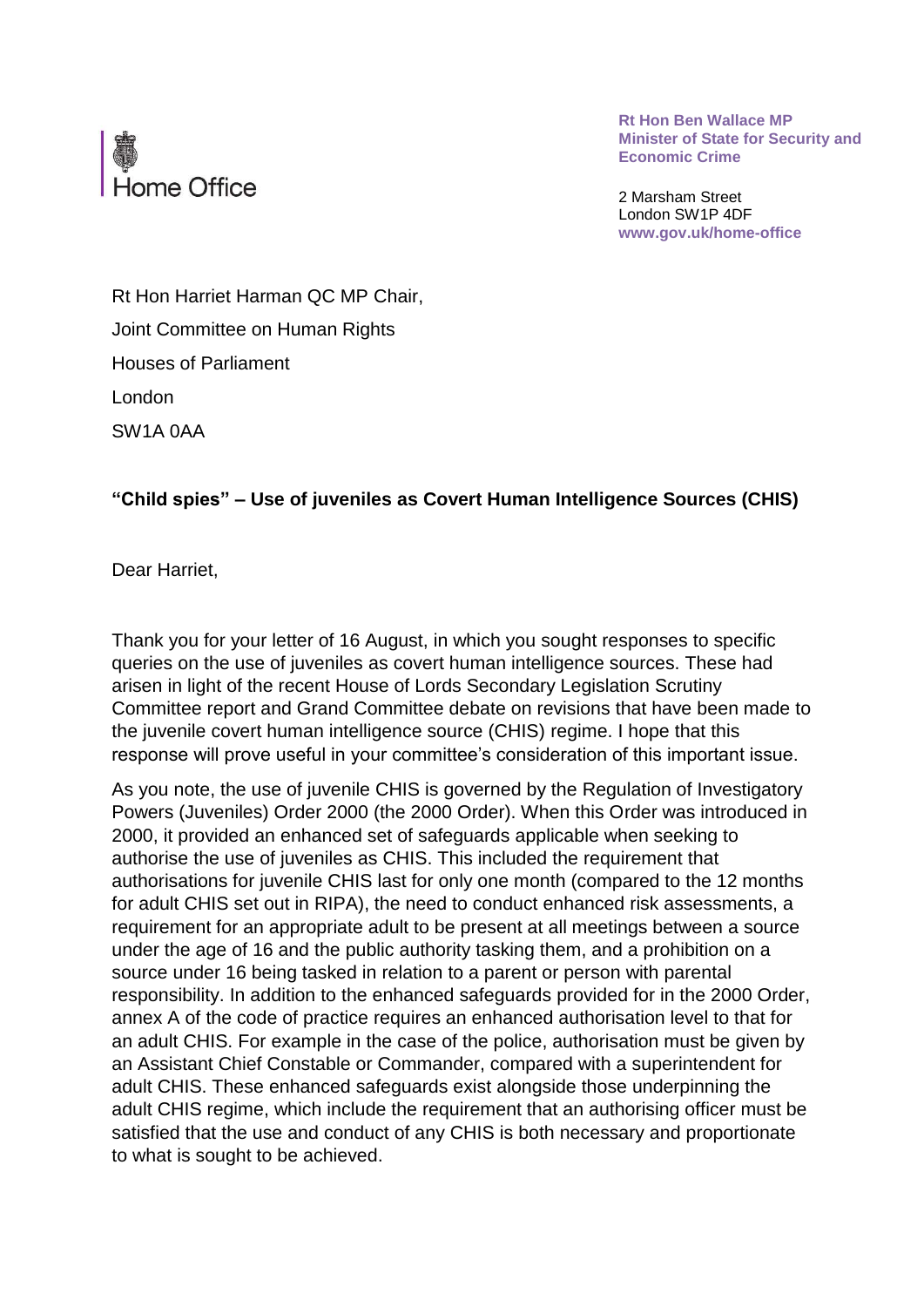Home Office

**Rt Hon Ben Wallace MP**
**Minister of State for Security and Economic Crime**

2 Marsham Street
London SW1P 4DF
**www.gov.uk/home-office**

Rt Hon Harriet Harman QC MP Chair,
Joint Committee on Human Rights
Houses of Parliament
London
SW1A 0AA

**"Child spies" – Use of juveniles as Covert Human Intelligence Sources (CHIS)**

Dear Harriet,

Thank you for your letter of 16 August, in which you sought responses to specific queries on the use of juveniles as covert human intelligence sources. These had arisen in light of the recent House of Lords Secondary Legislation Scrutiny Committee report and Grand Committee debate on revisions that have been made to the juvenile covert human intelligence source (CHIS) regime. I hope that this response will prove useful in your committee's consideration of this important issue.

As you note, the use of juvenile CHIS is governed by the Regulation of Investigatory Powers (Juveniles) Order 2000 (the 2000 Order). When this Order was introduced in 2000, it provided an enhanced set of safeguards applicable when seeking to authorise the use of juveniles as CHIS. This included the requirement that authorisations for juvenile CHIS last for only one month (compared to the 12 months for adult CHIS set out in RIPA), the need to conduct enhanced risk assessments, a requirement for an appropriate adult to be present at all meetings between a source under the age of 16 and the public authority tasking them, and a prohibition on a source under 16 being tasked in relation to a parent or person with parental responsibility. In addition to the enhanced safeguards provided for in the 2000 Order, annex A of the code of practice requires an enhanced authorisation level to that for an adult CHIS. For example in the case of the police, authorisation must be given by an Assistant Chief Constable or Commander, compared with a superintendent for adult CHIS. These enhanced safeguards exist alongside those underpinning the adult CHIS regime, which include the requirement that an authorising officer must be satisfied that the use and conduct of any CHIS is both necessary and proportionate to what is sought to be achieved.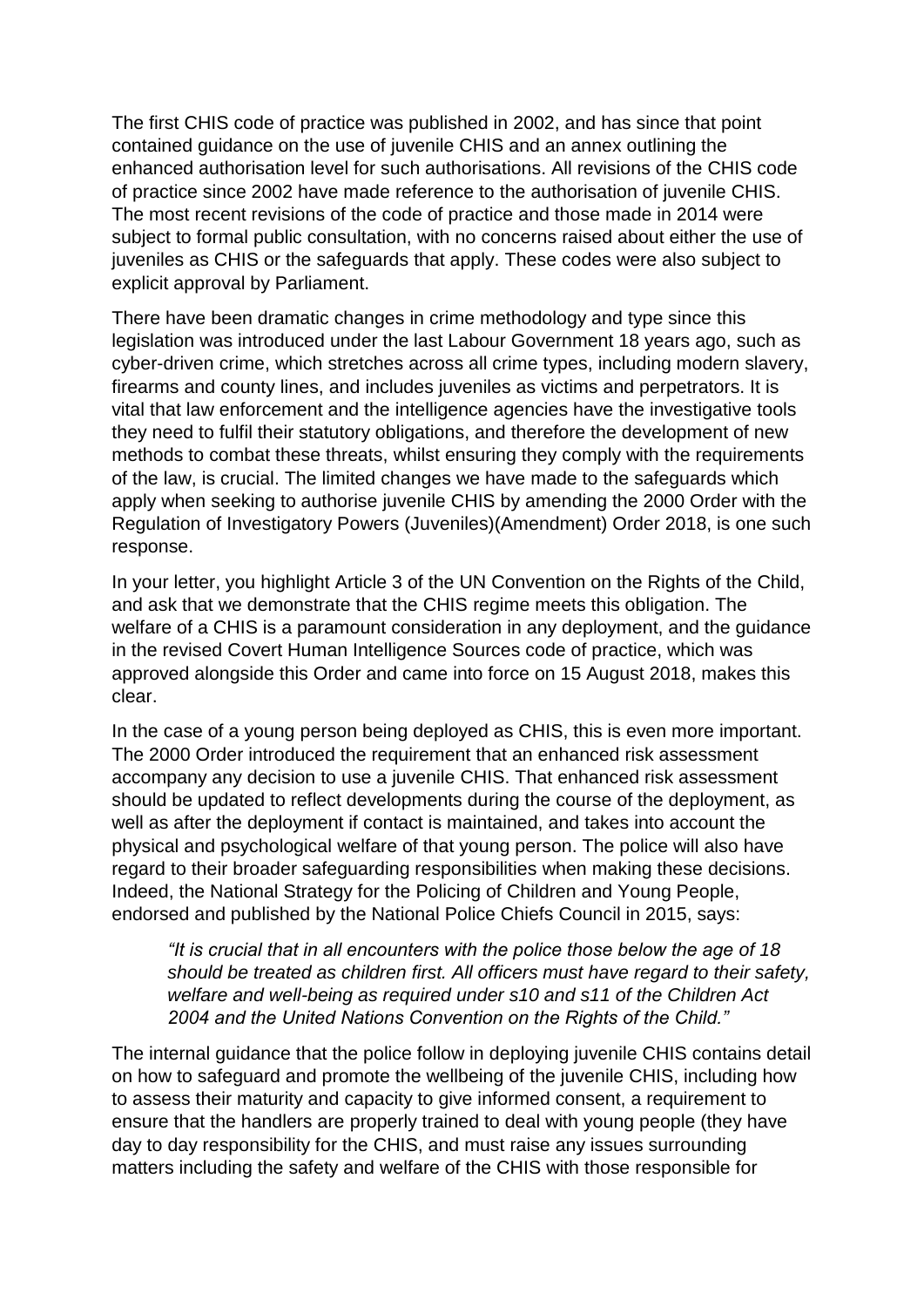The first CHIS code of practice was published in 2002, and has since that point contained guidance on the use of juvenile CHIS and an annex outlining the enhanced authorisation level for such authorisations. All revisions of the CHIS code of practice since 2002 have made reference to the authorisation of juvenile CHIS. The most recent revisions of the code of practice and those made in 2014 were subject to formal public consultation, with no concerns raised about either the use of juveniles as CHIS or the safeguards that apply. These codes were also subject to explicit approval by Parliament.

There have been dramatic changes in crime methodology and type since this legislation was introduced under the last Labour Government 18 years ago, such as cyber-driven crime, which stretches across all crime types, including modern slavery, firearms and county lines, and includes juveniles as victims and perpetrators. It is vital that law enforcement and the intelligence agencies have the investigative tools they need to fulfil their statutory obligations, and therefore the development of new methods to combat these threats, whilst ensuring they comply with the requirements of the law, is crucial. The limited changes we have made to the safeguards which apply when seeking to authorise juvenile CHIS by amending the 2000 Order with the Regulation of Investigatory Powers (Juveniles)(Amendment) Order 2018, is one such response.

In your letter, you highlight Article 3 of the UN Convention on the Rights of the Child, and ask that we demonstrate that the CHIS regime meets this obligation. The welfare of a CHIS is a paramount consideration in any deployment, and the guidance in the revised Covert Human Intelligence Sources code of practice, which was approved alongside this Order and came into force on 15 August 2018, makes this clear.

In the case of a young person being deployed as CHIS, this is even more important. The 2000 Order introduced the requirement that an enhanced risk assessment accompany any decision to use a juvenile CHIS. That enhanced risk assessment should be updated to reflect developments during the course of the deployment, as well as after the deployment if contact is maintained, and takes into account the physical and psychological welfare of that young person. The police will also have regard to their broader safeguarding responsibilities when making these decisions. Indeed, the National Strategy for the Policing of Children and Young People, endorsed and published by the National Police Chiefs Council in 2015, says:

> *"It is crucial that in all encounters with the police those below the age of 18 should be treated as children first. All officers must have regard to their safety, welfare and well-being as required under s10 and s11 of the Children Act 2004 and the United Nations Convention on the Rights of the Child."*

The internal guidance that the police follow in deploying juvenile CHIS contains detail on how to safeguard and promote the wellbeing of the juvenile CHIS, including how to assess their maturity and capacity to give informed consent, a requirement to ensure that the handlers are properly trained to deal with young people (they have day to day responsibility for the CHIS, and must raise any issues surrounding matters including the safety and welfare of the CHIS with those responsible for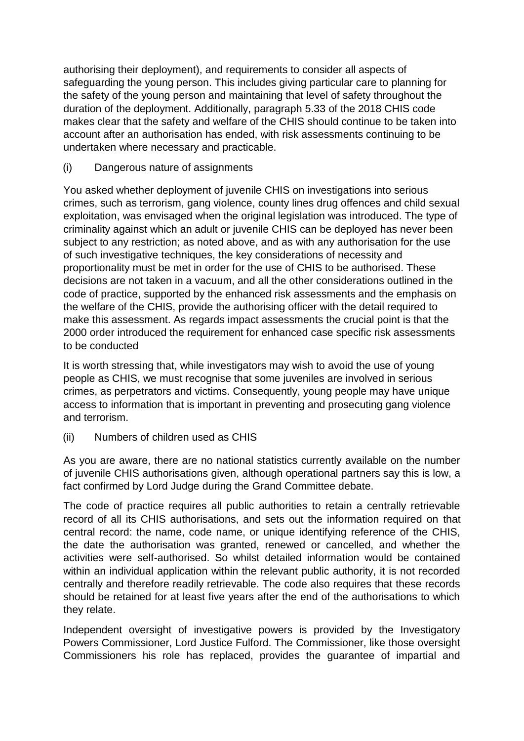authorising their deployment), and requirements to consider all aspects of safeguarding the young person. This includes giving particular care to planning for the safety of the young person and maintaining that level of safety throughout the duration of the deployment. Additionally, paragraph 5.33 of the 2018 CHIS code makes clear that the safety and welfare of the CHIS should continue to be taken into account after an authorisation has ended, with risk assessments continuing to be undertaken where necessary and practicable.

(i) Dangerous nature of assignments

You asked whether deployment of juvenile CHIS on investigations into serious crimes, such as terrorism, gang violence, county lines drug offences and child sexual exploitation, was envisaged when the original legislation was introduced. The type of criminality against which an adult or juvenile CHIS can be deployed has never been subject to any restriction; as noted above, and as with any authorisation for the use of such investigative techniques, the key considerations of necessity and proportionality must be met in order for the use of CHIS to be authorised. These decisions are not taken in a vacuum, and all the other considerations outlined in the code of practice, supported by the enhanced risk assessments and the emphasis on the welfare of the CHIS, provide the authorising officer with the detail required to make this assessment. As regards impact assessments the crucial point is that the 2000 order introduced the requirement for enhanced case specific risk assessments to be conducted

It is worth stressing that, while investigators may wish to avoid the use of young people as CHIS, we must recognise that some juveniles are involved in serious crimes, as perpetrators and victims. Consequently, young people may have unique access to information that is important in preventing and prosecuting gang violence and terrorism.

(ii) Numbers of children used as CHIS

As you are aware, there are no national statistics currently available on the number of juvenile CHIS authorisations given, although operational partners say this is low, a fact confirmed by Lord Judge during the Grand Committee debate.

The code of practice requires all public authorities to retain a centrally retrievable record of all its CHIS authorisations, and sets out the information required on that central record: the name, code name, or unique identifying reference of the CHIS, the date the authorisation was granted, renewed or cancelled, and whether the activities were self-authorised. So whilst detailed information would be contained within an individual application within the relevant public authority, it is not recorded centrally and therefore readily retrievable. The code also requires that these records should be retained for at least five years after the end of the authorisations to which they relate.

Independent oversight of investigative powers is provided by the Investigatory Powers Commissioner, Lord Justice Fulford. The Commissioner, like those oversight Commissioners his role has replaced, provides the guarantee of impartial and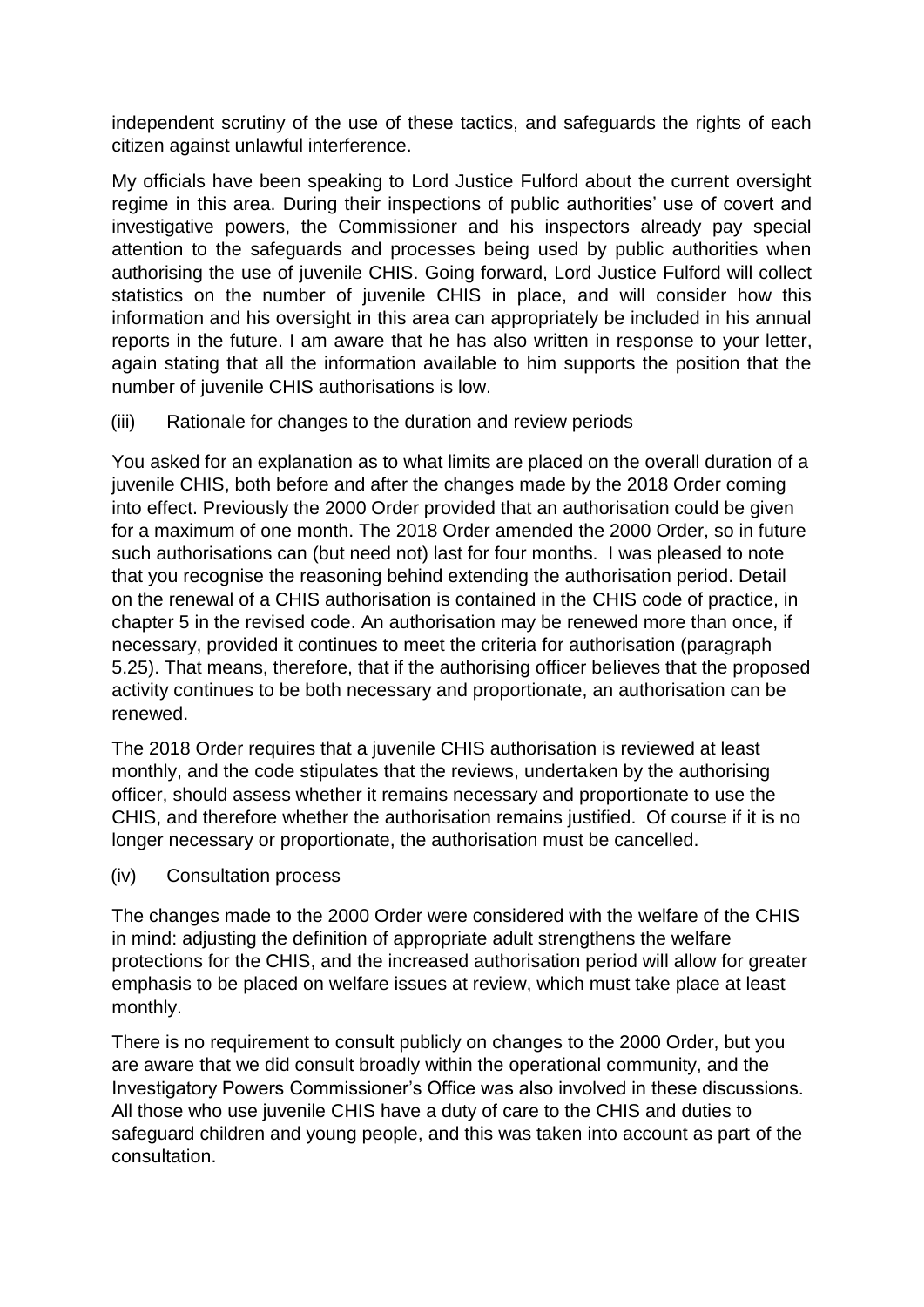independent scrutiny of the use of these tactics, and safeguards the rights of each citizen against unlawful interference.

My officials have been speaking to Lord Justice Fulford about the current oversight regime in this area. During their inspections of public authorities' use of covert and investigative powers, the Commissioner and his inspectors already pay special attention to the safeguards and processes being used by public authorities when authorising the use of juvenile CHIS. Going forward, Lord Justice Fulford will collect statistics on the number of juvenile CHIS in place, and will consider how this information and his oversight in this area can appropriately be included in his annual reports in the future. I am aware that he has also written in response to your letter, again stating that all the information available to him supports the position that the number of juvenile CHIS authorisations is low.

(iii) Rationale for changes to the duration and review periods

You asked for an explanation as to what limits are placed on the overall duration of a juvenile CHIS, both before and after the changes made by the 2018 Order coming into effect. Previously the 2000 Order provided that an authorisation could be given for a maximum of one month. The 2018 Order amended the 2000 Order, so in future such authorisations can (but need not) last for four months. I was pleased to note that you recognise the reasoning behind extending the authorisation period. Detail on the renewal of a CHIS authorisation is contained in the CHIS code of practice, in chapter 5 in the revised code. An authorisation may be renewed more than once, if necessary, provided it continues to meet the criteria for authorisation (paragraph 5.25). That means, therefore, that if the authorising officer believes that the proposed activity continues to be both necessary and proportionate, an authorisation can be renewed.

The 2018 Order requires that a juvenile CHIS authorisation is reviewed at least monthly, and the code stipulates that the reviews, undertaken by the authorising officer, should assess whether it remains necessary and proportionate to use the CHIS, and therefore whether the authorisation remains justified. Of course if it is no longer necessary or proportionate, the authorisation must be cancelled.

(iv) Consultation process

The changes made to the 2000 Order were considered with the welfare of the CHIS in mind: adjusting the definition of appropriate adult strengthens the welfare protections for the CHIS, and the increased authorisation period will allow for greater emphasis to be placed on welfare issues at review, which must take place at least monthly.

There is no requirement to consult publicly on changes to the 2000 Order, but you are aware that we did consult broadly within the operational community, and the Investigatory Powers Commissioner's Office was also involved in these discussions. All those who use juvenile CHIS have a duty of care to the CHIS and duties to safeguard children and young people, and this was taken into account as part of the consultation.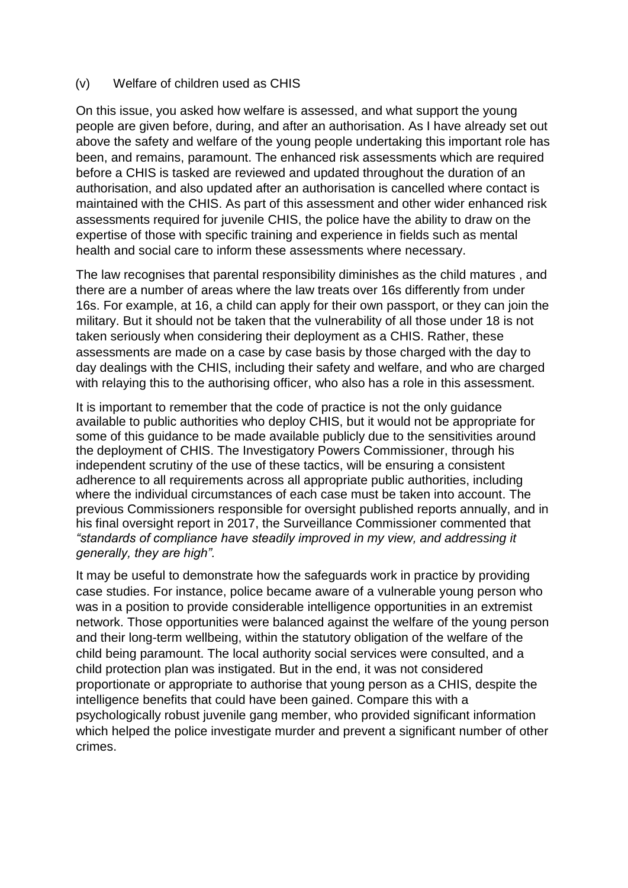(v) Welfare of children used as CHIS

On this issue, you asked how welfare is assessed, and what support the young people are given before, during, and after an authorisation. As I have already set out above the safety and welfare of the young people undertaking this important role has been, and remains, paramount. The enhanced risk assessments which are required before a CHIS is tasked are reviewed and updated throughout the duration of an authorisation, and also updated after an authorisation is cancelled where contact is maintained with the CHIS. As part of this assessment and other wider enhanced risk assessments required for juvenile CHIS, the police have the ability to draw on the expertise of those with specific training and experience in fields such as mental health and social care to inform these assessments where necessary.

The law recognises that parental responsibility diminishes as the child matures , and there are a number of areas where the law treats over 16s differently from under 16s. For example, at 16, a child can apply for their own passport, or they can join the military. But it should not be taken that the vulnerability of all those under 18 is not taken seriously when considering their deployment as a CHIS. Rather, these assessments are made on a case by case basis by those charged with the day to day dealings with the CHIS, including their safety and welfare, and who are charged with relaying this to the authorising officer, who also has a role in this assessment.

It is important to remember that the code of practice is not the only guidance available to public authorities who deploy CHIS, but it would not be appropriate for some of this guidance to be made available publicly due to the sensitivities around the deployment of CHIS. The Investigatory Powers Commissioner, through his independent scrutiny of the use of these tactics, will be ensuring a consistent adherence to all requirements across all appropriate public authorities, including where the individual circumstances of each case must be taken into account. The previous Commissioners responsible for oversight published reports annually, and in his final oversight report in 2017, the Surveillance Commissioner commented that *"standards of compliance have steadily improved in my view, and addressing it generally, they are high".*

It may be useful to demonstrate how the safeguards work in practice by providing case studies. For instance, police became aware of a vulnerable young person who was in a position to provide considerable intelligence opportunities in an extremist network. Those opportunities were balanced against the welfare of the young person and their long-term wellbeing, within the statutory obligation of the welfare of the child being paramount. The local authority social services were consulted, and a child protection plan was instigated. But in the end, it was not considered proportionate or appropriate to authorise that young person as a CHIS, despite the intelligence benefits that could have been gained. Compare this with a psychologically robust juvenile gang member, who provided significant information which helped the police investigate murder and prevent a significant number of other crimes.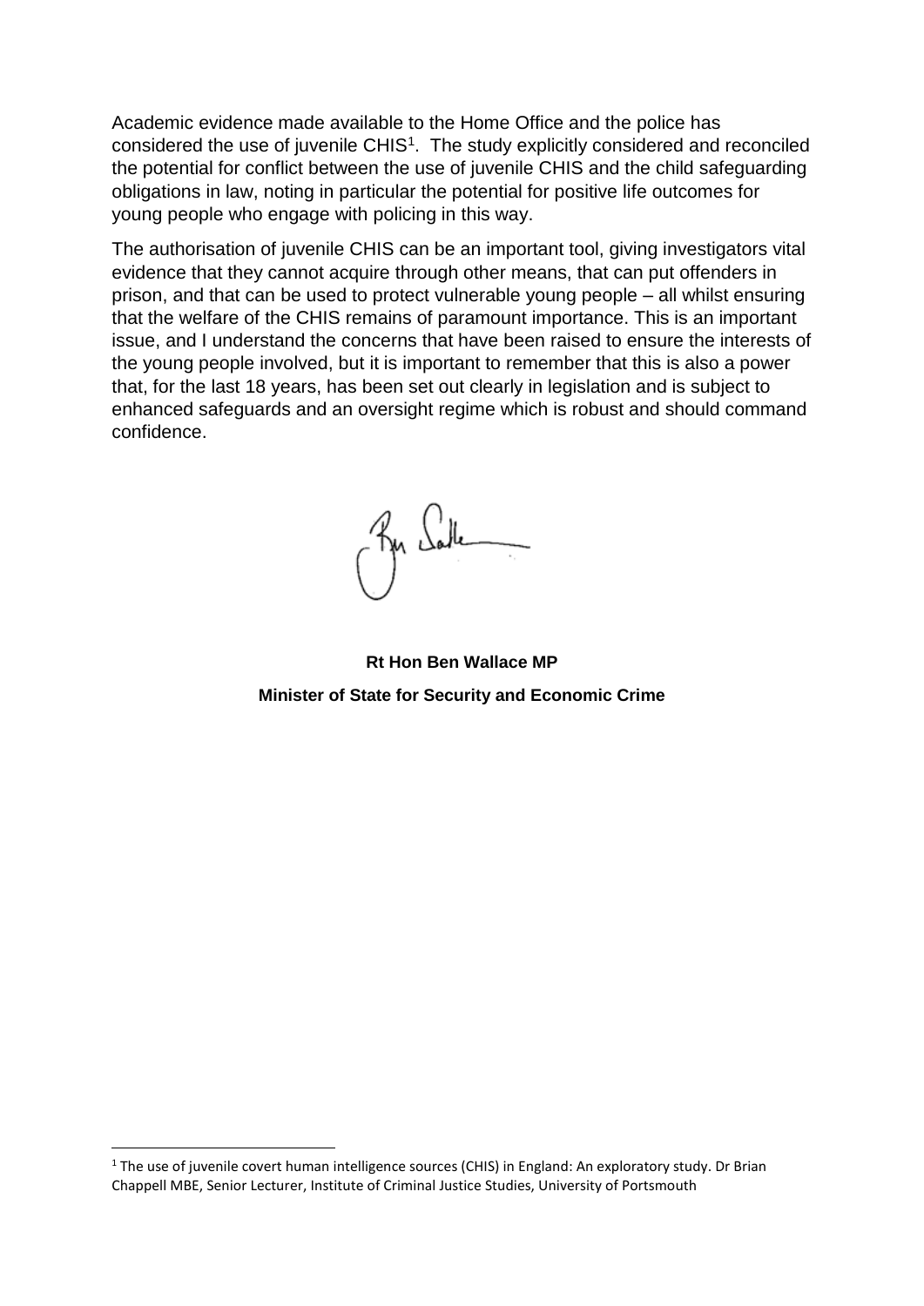Academic evidence made available to the Home Office and the police has considered the use of juvenile CHIS[1]. The study explicitly considered and reconciled the potential for conflict between the use of juvenile CHIS and the child safeguarding obligations in law, noting in particular the potential for positive life outcomes for young people who engage with policing in this way.

The authorisation of juvenile CHIS can be an important tool, giving investigators vital evidence that they cannot acquire through other means, that can put offenders in prison, and that can be used to protect vulnerable young people – all whilst ensuring that the welfare of the CHIS remains of paramount importance. This is an important issue, and I understand the concerns that have been raised to ensure the interests of the young people involved, but it is important to remember that this is also a power that, for the last 18 years, has been set out clearly in legislation and is subject to enhanced safeguards and an oversight regime which is robust and should command confidence.

**Rt Hon Ben Wallace MP**

**Minister of State for Security and Economic Crime**

[1] The use of juvenile covert human intelligence sources (CHIS) in England: An exploratory study. Dr Brian Chappell MBE, Senior Lecturer, Institute of Criminal Justice Studies, University of Portsmouth